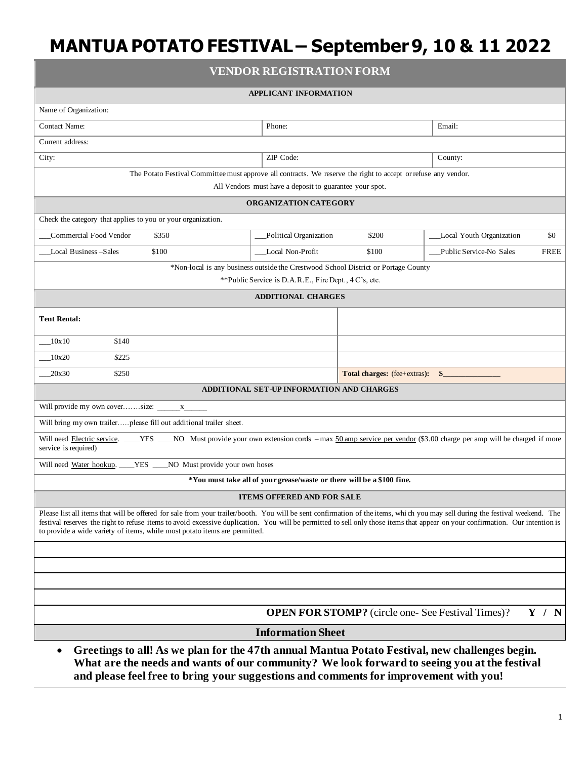# MANTUA POTATO FESTIVAL – September 9, 10 & 11 2022

## VENDOR REGISTRATION FORM

### APPLICANT INFORMATION

| Name of Organization: | | |
|---|---|---|
| Contact Name: | Phone: | Email: |
| Current address: | | |
| City: | ZIP Code: | County: |

The Potato Festival Committee must approve all contracts. We reserve the right to accept or refuse any vendor.

All Vendors must have a deposit to guarantee your spot.

### ORGANIZATION CATEGORY

Check the category that applies to you or your organization.

| | | |
|---|---|---|
| ___Commercial Food Vendor $350 | ___Political Organization $200 | ___Local Youth Organization $0 |
| ___Local Business –Sales $100 | ___Local Non-Profit $100 | ___Public Service-No Sales FREE |

*Non-local is any business outside the Crestwood School District or Portage County

**Public Service is D.A.R.E., Fire Dept., 4 C's, etc.

### ADDITIONAL CHARGES

| **Tent Rental:** | |
|---|---|
| ___10x10 $140 | |
| ___10x20 $225 | |
| ___20x30 $250 | **Total charges:** (fee+extras): $______________ |

### ADDITIONAL SET-UP INFORMATION AND CHARGES

Will provide my own cover…….size: ______x______

Will bring my own trailer…..please fill out additional trailer sheet.

Will need Electric service. ____YES ____NO Must provide your own extension cords – max 50 amp service per vendor ($3.00 charge per amp will be charged if more service is required)

Will need Water hookup. ____YES ____NO Must provide your own hoses

**\*You must take all of your grease/waste or there will be a $100 fine.**

### ITEMS OFFERED AND FOR SALE

Please list all items that will be offered for sale from your trailer/booth. You will be sent confirmation of the items, which you may sell during the festival weekend. The festival reserves the right to refuse items to avoid excessive duplication. You will be permitted to sell only those items that appear on your confirmation. Our intention is to provide a wide variety of items, while most potato items are permitted.

______________________________________________

______________________________________________

______________________________________________

______________________________________________

**OPEN FOR STOMP?** (circle one- See Festival Times)? **Y / N**

### Information Sheet

- **Greetings to all! As we plan for the 47th annual Mantua Potato Festival, new challenges begin. What are the needs and wants of our community? We look forward to seeing you at the festival and please feel free to bring your suggestions and comments for improvement with you!**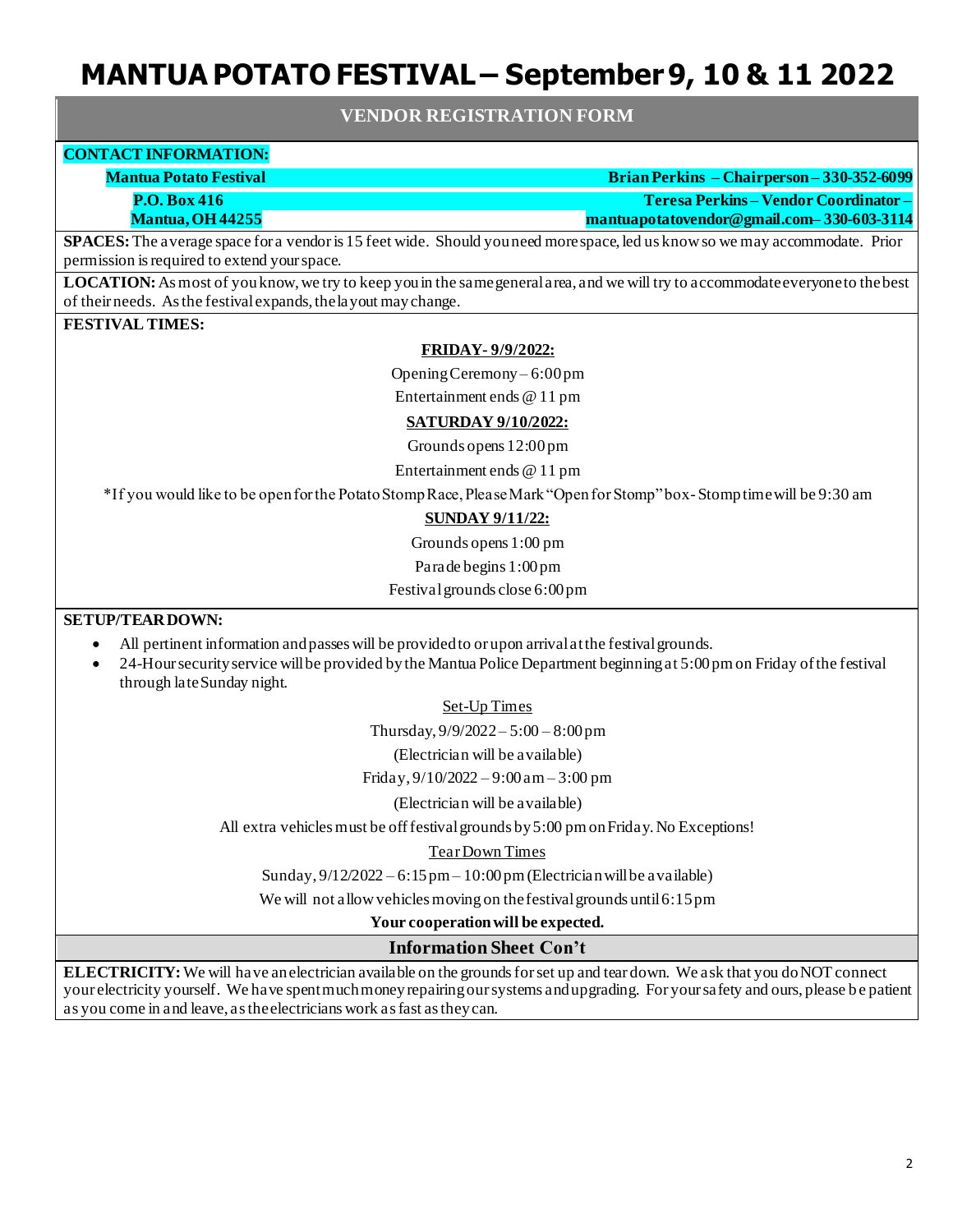# MANTUA POTATO FESTIVAL – September 9, 10 & 11 2022

## VENDOR REGISTRATION FORM

**CONTACT INFORMATION:**

**Mantua Potato Festival**
**P.O. Box 416**
**Mantua, OH 44255**

**Brian Perkins – Chairperson – 330-352-6099**
**Teresa Perkins – Vendor Coordinator – mantuapotatovendor@gmail.com – 330-603-3114**

**SPACES:** The average space for a vendor is 15 feet wide. Should you need more space, led us know so we may accommodate. Prior permission is required to extend your space.

**LOCATION:** As most of you know, we try to keep you in the same general area, and we will try to accommodate everyone to the best of their needs. As the festival expands, the layout may change.

**FESTIVAL TIMES:**

**FRIDAY- 9/9/2022:**

Opening Ceremony – 6:00 pm

Entertainment ends @ 11 pm

**SATURDAY 9/10/2022:**

Grounds opens 12:00 pm

Entertainment ends @ 11 pm

*If you would like to be open for the Potato Stomp Race, Please Mark "Open for Stomp" box- Stomp time will be 9:30 am

**SUNDAY 9/11/22:**

Grounds opens 1:00 pm

Parade begins 1:00 pm

Festival grounds close 6:00 pm

**SETUP/TEAR DOWN:**

- All pertinent information and passes will be provided to or upon arrival at the festival grounds.
- 24-Hour security service will be provided by the Mantua Police Department beginning at 5:00 pm on Friday of the festival through late Sunday night.

Set-Up Times

Thursday, 9/9/2022 – 5:00 – 8:00 pm

(Electrician will be available)

Friday, 9/10/2022 – 9:00 am – 3:00 pm

(Electrician will be available)

All extra vehicles must be off festival grounds by 5:00 pm on Friday. No Exceptions!

Tear Down Times

Sunday, 9/12/2022 – 6:15 pm – 10:00 pm (Electrician will be available)

We will not allow vehicles moving on the festival grounds until 6:15 pm

**Your cooperation will be expected.**

## Information Sheet Con't

**ELECTRICITY:** We will have an electrician available on the grounds for set up and tear down. We ask that you do NOT connect your electricity yourself. We have spent much money repairing our systems and upgrading. For your safety and ours, please be patient as you come in and leave, as the electricians work as fast as they can.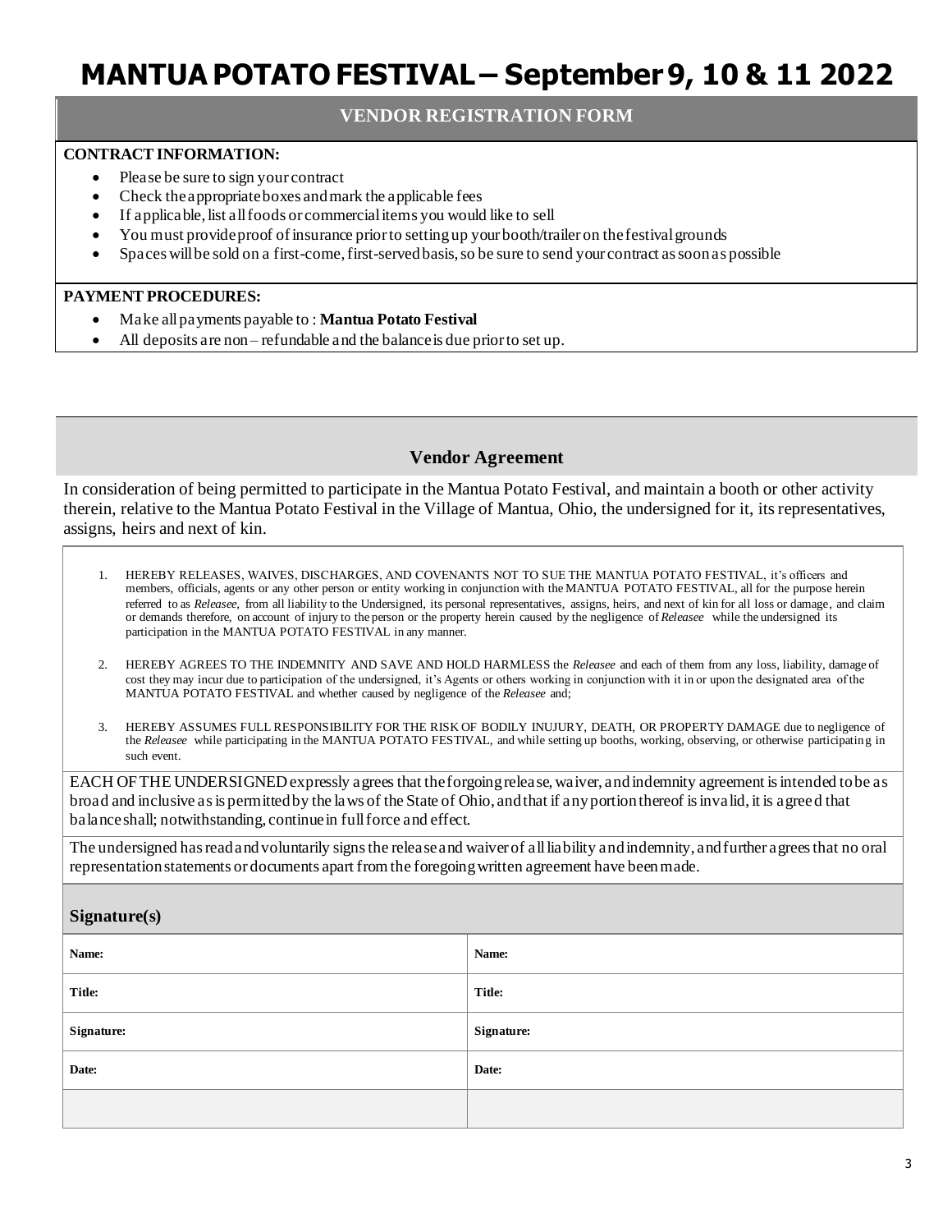# MANTUA POTATO FESTIVAL – September 9, 10 & 11 2022

## VENDOR REGISTRATION FORM

**CONTRACT INFORMATION:**

- Please be sure to sign your contract
- Check the appropriate boxes and mark the applicable fees
- If applicable, list all foods or commercial items you would like to sell
- You must provide proof of insurance prior to setting up your booth/trailer on the festival grounds
- Spaces will be sold on a first-come, first-served basis, so be sure to send your contract as soon as possible

**PAYMENT PROCEDURES:**

- Make all payments payable to : **Mantua Potato Festival**
- All deposits are non – refundable and the balance is due prior to set up.

## Vendor Agreement

In consideration of being permitted to participate in the Mantua Potato Festival, and maintain a booth or other activity therein, relative to the Mantua Potato Festival in the Village of Mantua, Ohio, the undersigned for it, its representatives, assigns, heirs and next of kin.

1. HEREBY RELEASES, WAIVES, DISCHARGES, AND COVENANTS NOT TO SUE THE MANTUA POTATO FESTIVAL, it's officers and members, officials, agents or any other person or entity working in conjunction with the MANTUA POTATO FESTIVAL, all for the purpose herein referred to as *Releasee*, from all liability to the Undersigned, its personal representatives, assigns, heirs, and next of kin for all loss or damage, and claim or demands therefore, on account of injury to the person or the property herein caused by the negligence of *Releasee* while the undersigned its participation in the MANTUA POTATO FESTIVAL in any manner.

2. HEREBY AGREES TO THE INDEMNITY AND SAVE AND HOLD HARMLESS the *Releasee* and each of them from any loss, liability, damage of cost they may incur due to participation of the undersigned, it's Agents or others working in conjunction with it in or upon the designated area of the MANTUA POTATO FESTIVAL and whether caused by negligence of the *Releasee* and;

3. HEREBY ASSUMES FULL RESPONSIBILITY FOR THE RISK OF BODILY INUJURY, DEATH, OR PROPERTY DAMAGE due to negligence of the *Releasee* while participating in the MANTUA POTATO FESTIVAL, and while setting up booths, working, observing, or otherwise participating in such event.

EACH OF THE UNDERSIGNED expressly agrees that the forgoing release, waiver, and indemnity agreement is intended to be as broad and inclusive as is permitted by the laws of the State of Ohio, and that if any portion thereof is invalid, it is agreed that balance shall; notwithstanding, continue in full force and effect.

The undersigned has read and voluntarily signs the release and waiver of all liability and indemnity, and further agrees that no oral representation statements or documents apart from the foregoing written agreement have been made.

### Signature(s)

| | |
|---|---|
| **Name:** | **Name:** |
| **Title:** | **Title:** |
| **Signature:** | **Signature:** |
| **Date:** | **Date:** |
| | |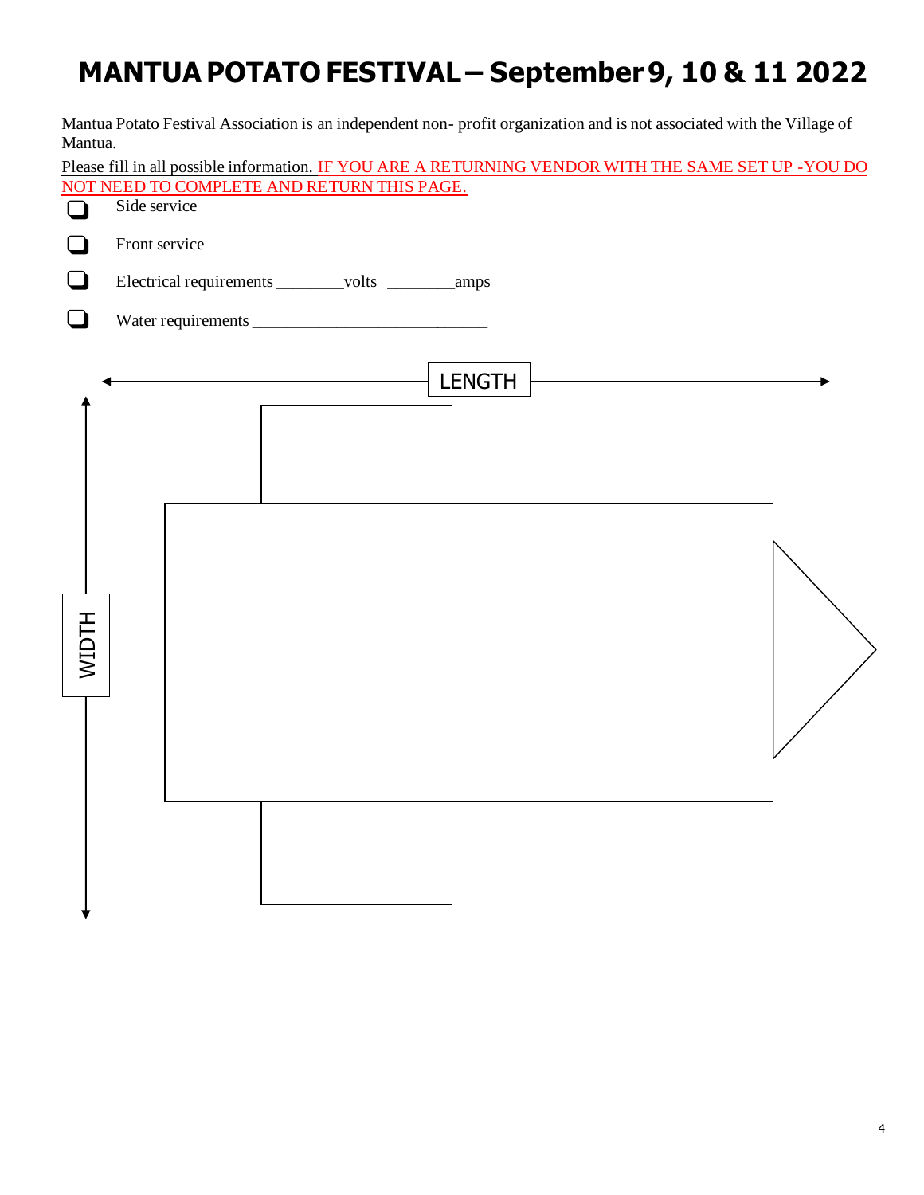# MANTUA POTATO FESTIVAL – September 9, 10 & 11 2022

Mantua Potato Festival Association is an independent non- profit organization and is not associated with the Village of Mantua.

Please fill in all possible information. IF YOU ARE A RETURNING VENDOR WITH THE SAME SET UP -YOU DO NOT NEED TO COMPLETE AND RETURN THIS PAGE.

- ☐ Side service
- ☐ Front service
- ☐ Electrical requirements ________volts ________amps
- ☐ Water requirements ____________________________

LENGTH

WIDTH